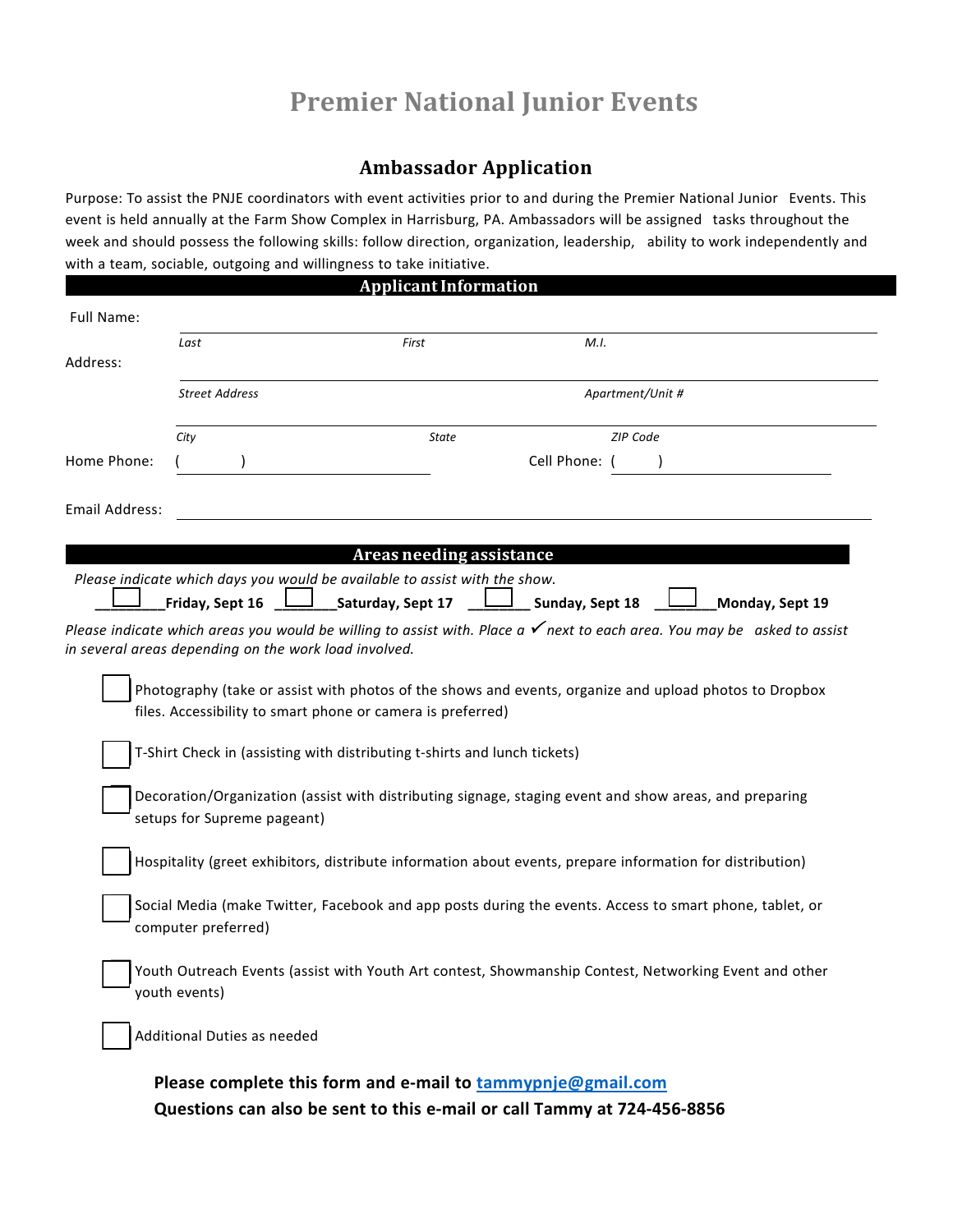# Premier National Junior Events

## Ambassador Application

Purpose: To assist the PNJE coordinators with event activities prior to and during the Premier National Junior Events. This event is held annually at the Farm Show Complex in Harrisburg, PA. Ambassadors will be assigned tasks throughout the week and should possess the following skills: follow direction, organization, leadership, ability to work independently and with a team, sociable, outgoing and willingness to take initiative.

### Applicant Information

Full Name: ______________________________________________

*Last* *First* *M.I.*

Address: ______________________________________________

*Street Address* *Apartment/Unit #*

______________________________________________

*City* *State* *ZIP Code*

Home Phone: ( ) ____________________ Cell Phone: ( ) ____________________

Email Address: ______________________________________________

### Areas needing assistance

*Please indicate which days you would be available to assist with the show.*

☐ **Friday, Sept 16** ☐ **Saturday, Sept 17** ☐ **Sunday, Sept 18** ☐ **Monday, Sept 19**

*Please indicate which areas you would be willing to assist with. Place a ✓ next to each area. You may be asked to assist in several areas depending on the work load involved.*

☐ Photography (take or assist with photos of the shows and events, organize and upload photos to Dropbox files. Accessibility to smart phone or camera is preferred)

☐ T-Shirt Check in (assisting with distributing t-shirts and lunch tickets)

☐ Decoration/Organization (assist with distributing signage, staging event and show areas, and preparing setups for Supreme pageant)

☐ Hospitality (greet exhibitors, distribute information about events, prepare information for distribution)

☐ Social Media (make Twitter, Facebook and app posts during the events. Access to smart phone, tablet, or computer preferred)

☐ Youth Outreach Events (assist with Youth Art contest, Showmanship Contest, Networking Event and other youth events)

☐ Additional Duties as needed

**Please complete this form and e-mail to tammypnje@gmail.com**

**Questions can also be sent to this e-mail or call Tammy at 724-456-8856**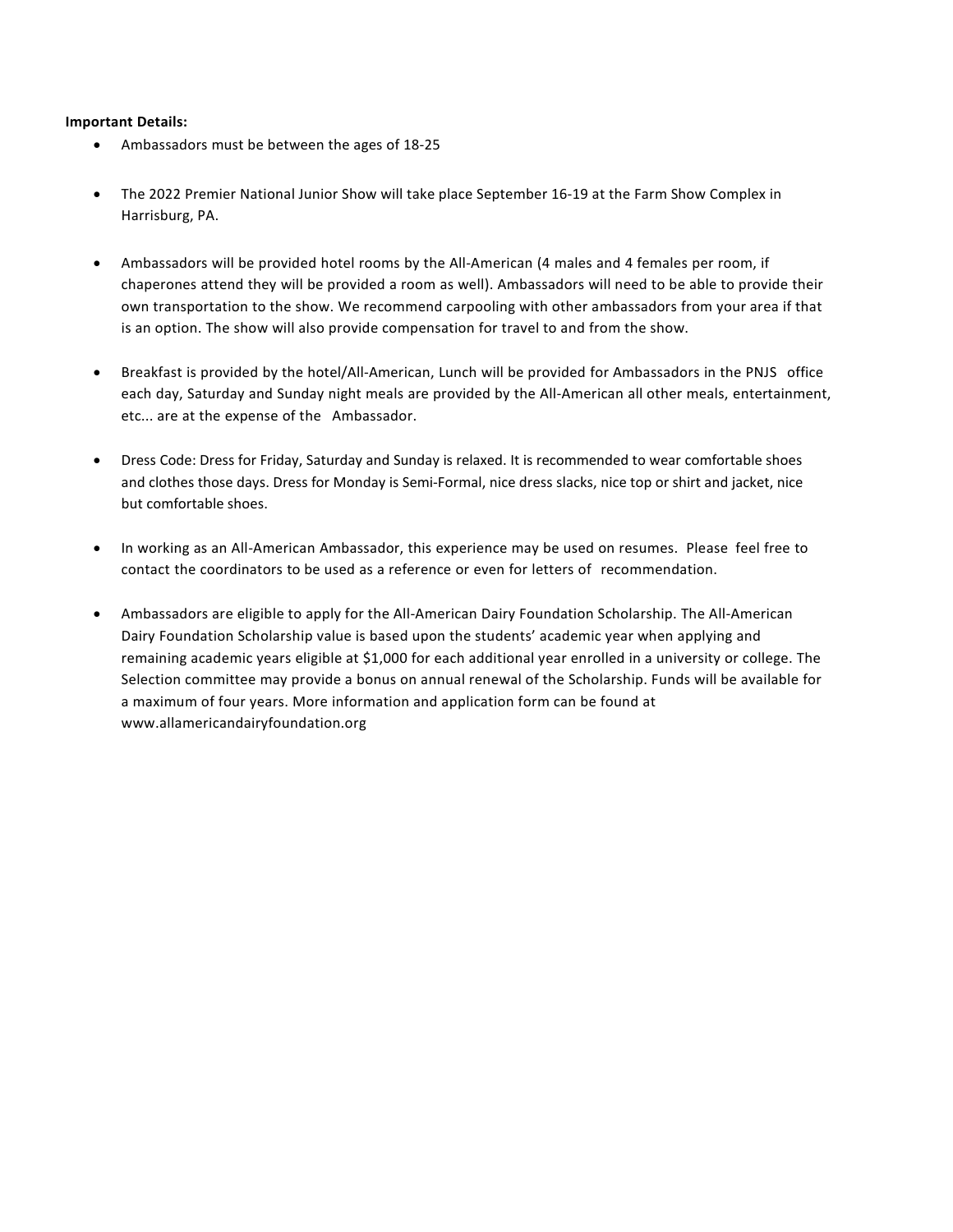**Important Details:**

- Ambassadors must be between the ages of 18-25
- The 2022 Premier National Junior Show will take place September 16-19 at the Farm Show Complex in Harrisburg, PA.
- Ambassadors will be provided hotel rooms by the All-American (4 males and 4 females per room, if chaperones attend they will be provided a room as well). Ambassadors will need to be able to provide their own transportation to the show. We recommend carpooling with other ambassadors from your area if that is an option. The show will also provide compensation for travel to and from the show.
- Breakfast is provided by the hotel/All-American, Lunch will be provided for Ambassadors in the PNJS office each day, Saturday and Sunday night meals are provided by the All-American all other meals, entertainment, etc... are at the expense of the Ambassador.
- Dress Code: Dress for Friday, Saturday and Sunday is relaxed. It is recommended to wear comfortable shoes and clothes those days. Dress for Monday is Semi-Formal, nice dress slacks, nice top or shirt and jacket, nice but comfortable shoes.
- In working as an All-American Ambassador, this experience may be used on resumes. Please feel free to contact the coordinators to be used as a reference or even for letters of recommendation.
- Ambassadors are eligible to apply for the All-American Dairy Foundation Scholarship. The All-American Dairy Foundation Scholarship value is based upon the students' academic year when applying and remaining academic years eligible at $1,000 for each additional year enrolled in a university or college. The Selection committee may provide a bonus on annual renewal of the Scholarship. Funds will be available for a maximum of four years. More information and application form can be found at www.allamericandairyfoundation.org